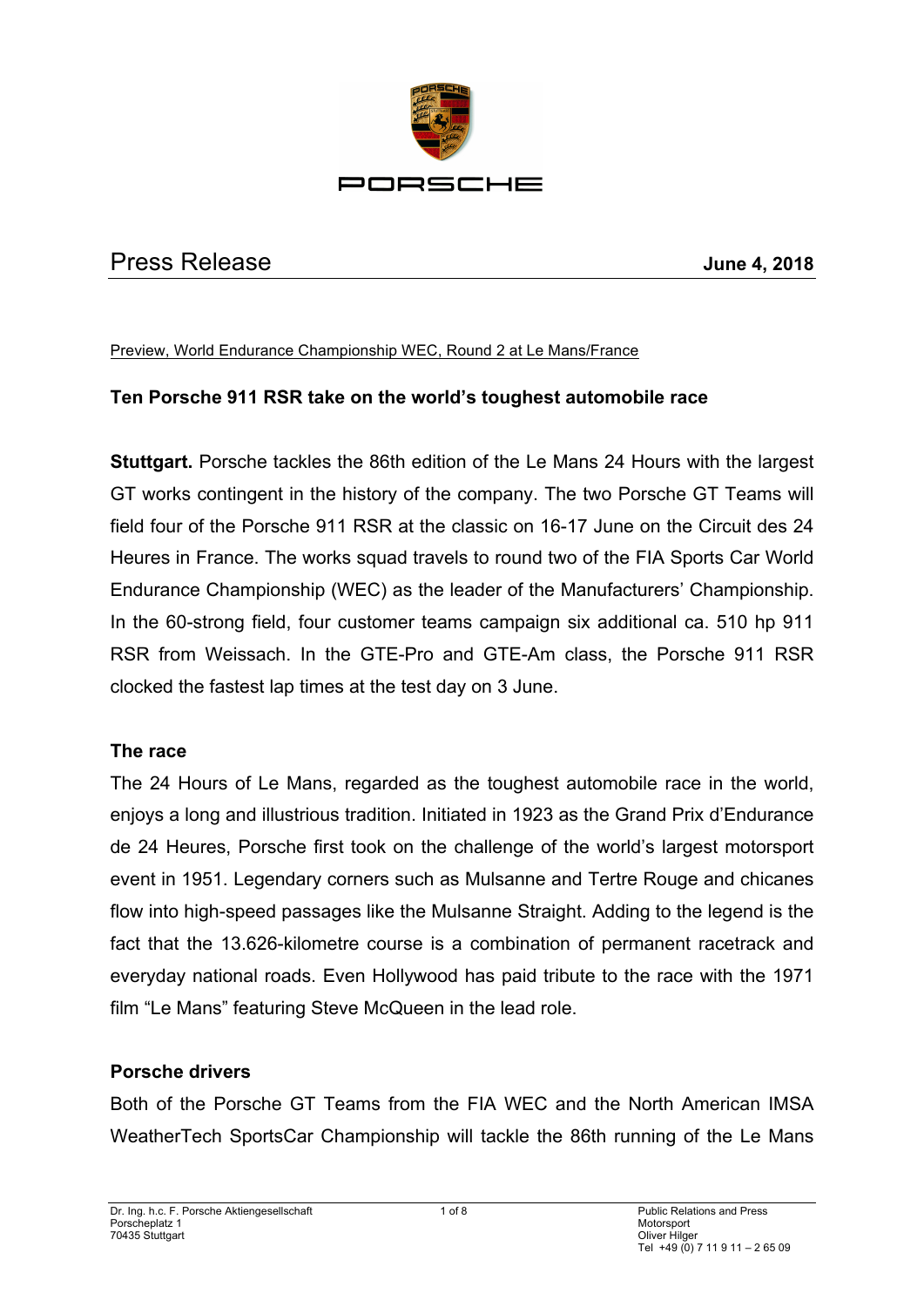# Press Release

**June 4, 2018**

Preview, World Endurance Championship WEC, Round 2 at Le Mans/France

## Ten Porsche 911 RSR take on the world's toughest automobile race

**Stuttgart.** Porsche tackles the 86th edition of the Le Mans 24 Hours with the largest GT works contingent in the history of the company. The two Porsche GT Teams will field four of the Porsche 911 RSR at the classic on 16-17 June on the Circuit des 24 Heures in France. The works squad travels to round two of the FIA Sports Car World Endurance Championship (WEC) as the leader of the Manufacturers' Championship. In the 60-strong field, four customer teams campaign six additional ca. 510 hp 911 RSR from Weissach. In the GTE-Pro and GTE-Am class, the Porsche 911 RSR clocked the fastest lap times at the test day on 3 June.

### The race

The 24 Hours of Le Mans, regarded as the toughest automobile race in the world, enjoys a long and illustrious tradition. Initiated in 1923 as the Grand Prix d'Endurance de 24 Heures, Porsche first took on the challenge of the world's largest motorsport event in 1951. Legendary corners such as Mulsanne and Tertre Rouge and chicanes flow into high-speed passages like the Mulsanne Straight. Adding to the legend is the fact that the 13.626-kilometre course is a combination of permanent racetrack and everyday national roads. Even Hollywood has paid tribute to the race with the 1971 film "Le Mans" featuring Steve McQueen in the lead role.

### Porsche drivers

Both of the Porsche GT Teams from the FIA WEC and the North American IMSA WeatherTech SportsCar Championship will tackle the 86th running of the Le Mans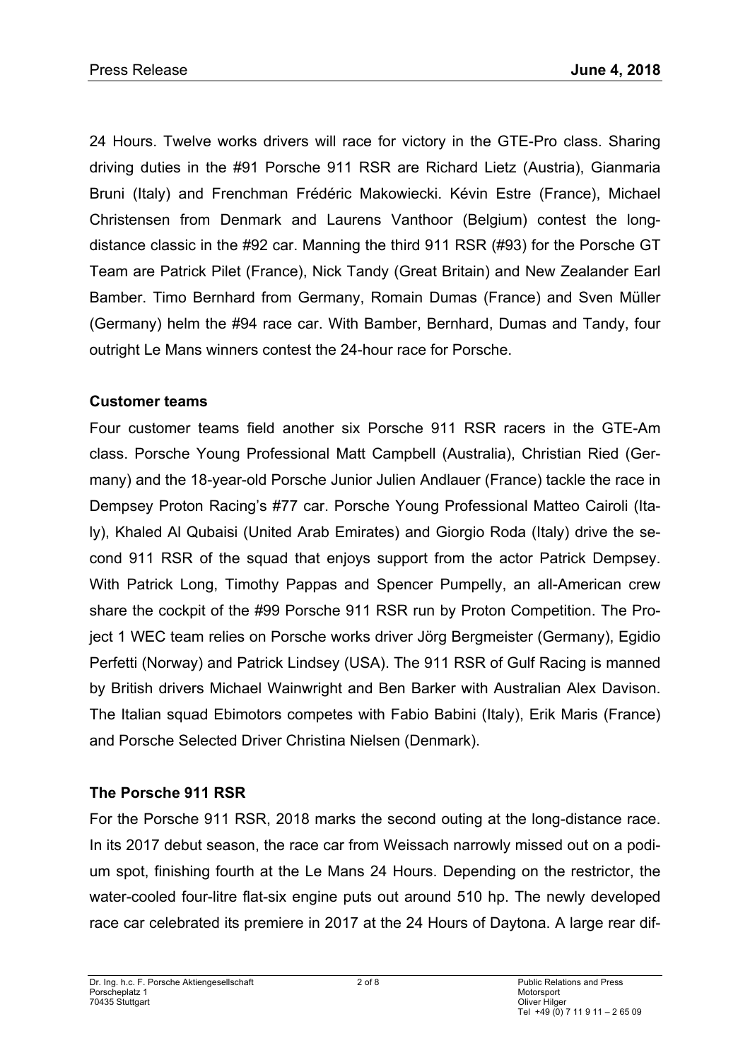24 Hours. Twelve works drivers will race for victory in the GTE-Pro class. Sharing driving duties in the #91 Porsche 911 RSR are Richard Lietz (Austria), Gianmaria Bruni (Italy) and Frenchman Frédéric Makowiecki. Kévin Estre (France), Michael Christensen from Denmark and Laurens Vanthoor (Belgium) contest the long-distance classic in the #92 car. Manning the third 911 RSR (#93) for the Porsche GT Team are Patrick Pilet (France), Nick Tandy (Great Britain) and New Zealander Earl Bamber. Timo Bernhard from Germany, Romain Dumas (France) and Sven Müller (Germany) helm the #94 race car. With Bamber, Bernhard, Dumas and Tandy, four outright Le Mans winners contest the 24-hour race for Porsche.

**Customer teams**

Four customer teams field another six Porsche 911 RSR racers in the GTE-Am class. Porsche Young Professional Matt Campbell (Australia), Christian Ried (Germany) and the 18-year-old Porsche Junior Julien Andlauer (France) tackle the race in Dempsey Proton Racing's #77 car. Porsche Young Professional Matteo Cairoli (Italy), Khaled Al Qubaisi (United Arab Emirates) and Giorgio Roda (Italy) drive the second 911 RSR of the squad that enjoys support from the actor Patrick Dempsey. With Patrick Long, Timothy Pappas and Spencer Pumpelly, an all-American crew share the cockpit of the #99 Porsche 911 RSR run by Proton Competition. The Project 1 WEC team relies on Porsche works driver Jörg Bergmeister (Germany), Egidio Perfetti (Norway) and Patrick Lindsey (USA). The 911 RSR of Gulf Racing is manned by British drivers Michael Wainwright and Ben Barker with Australian Alex Davison. The Italian squad Ebimotors competes with Fabio Babini (Italy), Erik Maris (France) and Porsche Selected Driver Christina Nielsen (Denmark).

**The Porsche 911 RSR**

For the Porsche 911 RSR, 2018 marks the second outing at the long-distance race. In its 2017 debut season, the race car from Weissach narrowly missed out on a podium spot, finishing fourth at the Le Mans 24 Hours. Depending on the restrictor, the water-cooled four-litre flat-six engine puts out around 510 hp. The newly developed race car celebrated its premiere in 2017 at the 24 Hours of Daytona. A large rear dif-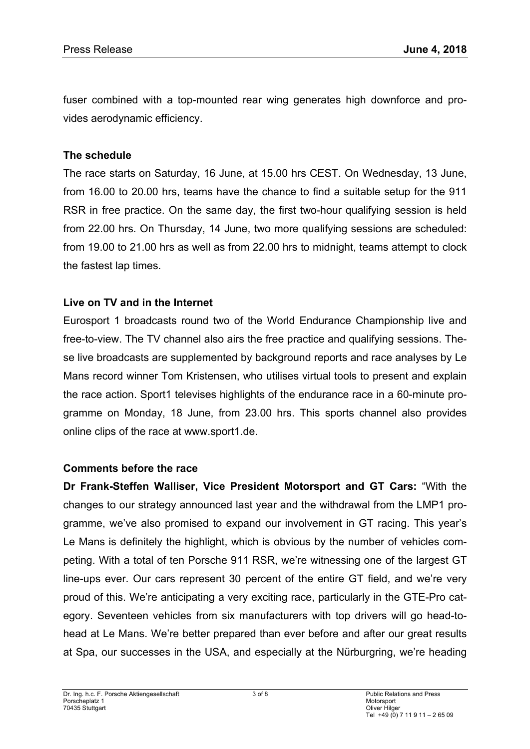fuser combined with a top-mounted rear wing generates high downforce and provides aerodynamic efficiency.

**The schedule**

The race starts on Saturday, 16 June, at 15.00 hrs CEST. On Wednesday, 13 June, from 16.00 to 20.00 hrs, teams have the chance to find a suitable setup for the 911 RSR in free practice. On the same day, the first two-hour qualifying session is held from 22.00 hrs. On Thursday, 14 June, two more qualifying sessions are scheduled: from 19.00 to 21.00 hrs as well as from 22.00 hrs to midnight, teams attempt to clock the fastest lap times.

**Live on TV and in the Internet**

Eurosport 1 broadcasts round two of the World Endurance Championship live and free-to-view. The TV channel also airs the free practice and qualifying sessions. These live broadcasts are supplemented by background reports and race analyses by Le Mans record winner Tom Kristensen, who utilises virtual tools to present and explain the race action. Sport1 televises highlights of the endurance race in a 60-minute programme on Monday, 18 June, from 23.00 hrs. This sports channel also provides online clips of the race at www.sport1.de.

**Comments before the race**

**Dr Frank-Steffen Walliser, Vice President Motorsport and GT Cars:** "With the changes to our strategy announced last year and the withdrawal from the LMP1 programme, we've also promised to expand our involvement in GT racing. This year's Le Mans is definitely the highlight, which is obvious by the number of vehicles competing. With a total of ten Porsche 911 RSR, we're witnessing one of the largest GT line-ups ever. Our cars represent 30 percent of the entire GT field, and we're very proud of this. We're anticipating a very exciting race, particularly in the GTE-Pro category. Seventeen vehicles from six manufacturers with top drivers will go head-to-head at Le Mans. We're better prepared than ever before and after our great results at Spa, our successes in the USA, and especially at the Nürburgring, we're heading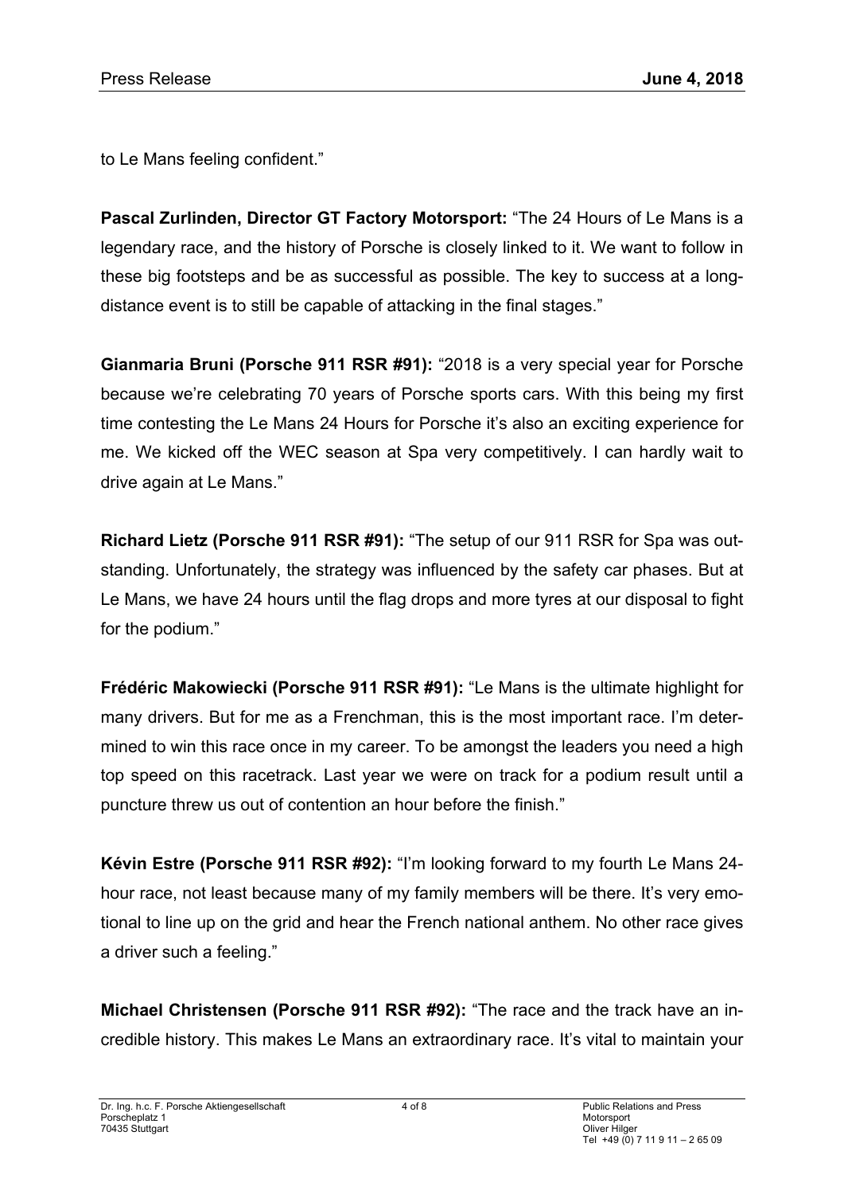to Le Mans feeling confident."

**Pascal Zurlinden, Director GT Factory Motorsport:** "The 24 Hours of Le Mans is a legendary race, and the history of Porsche is closely linked to it. We want to follow in these big footsteps and be as successful as possible. The key to success at a long-distance event is to still be capable of attacking in the final stages."

**Gianmaria Bruni (Porsche 911 RSR #91):** "2018 is a very special year for Porsche because we're celebrating 70 years of Porsche sports cars. With this being my first time contesting the Le Mans 24 Hours for Porsche it's also an exciting experience for me. We kicked off the WEC season at Spa very competitively. I can hardly wait to drive again at Le Mans."

**Richard Lietz (Porsche 911 RSR #91):** "The setup of our 911 RSR for Spa was outstanding. Unfortunately, the strategy was influenced by the safety car phases. But at Le Mans, we have 24 hours until the flag drops and more tyres at our disposal to fight for the podium."

**Frédéric Makowiecki (Porsche 911 RSR #91):** "Le Mans is the ultimate highlight for many drivers. But for me as a Frenchman, this is the most important race. I'm determined to win this race once in my career. To be amongst the leaders you need a high top speed on this racetrack. Last year we were on track for a podium result until a puncture threw us out of contention an hour before the finish."

**Kévin Estre (Porsche 911 RSR #92):** "I'm looking forward to my fourth Le Mans 24-hour race, not least because many of my family members will be there. It's very emotional to line up on the grid and hear the French national anthem. No other race gives a driver such a feeling."

**Michael Christensen (Porsche 911 RSR #92):** "The race and the track have an incredible history. This makes Le Mans an extraordinary race. It's vital to maintain your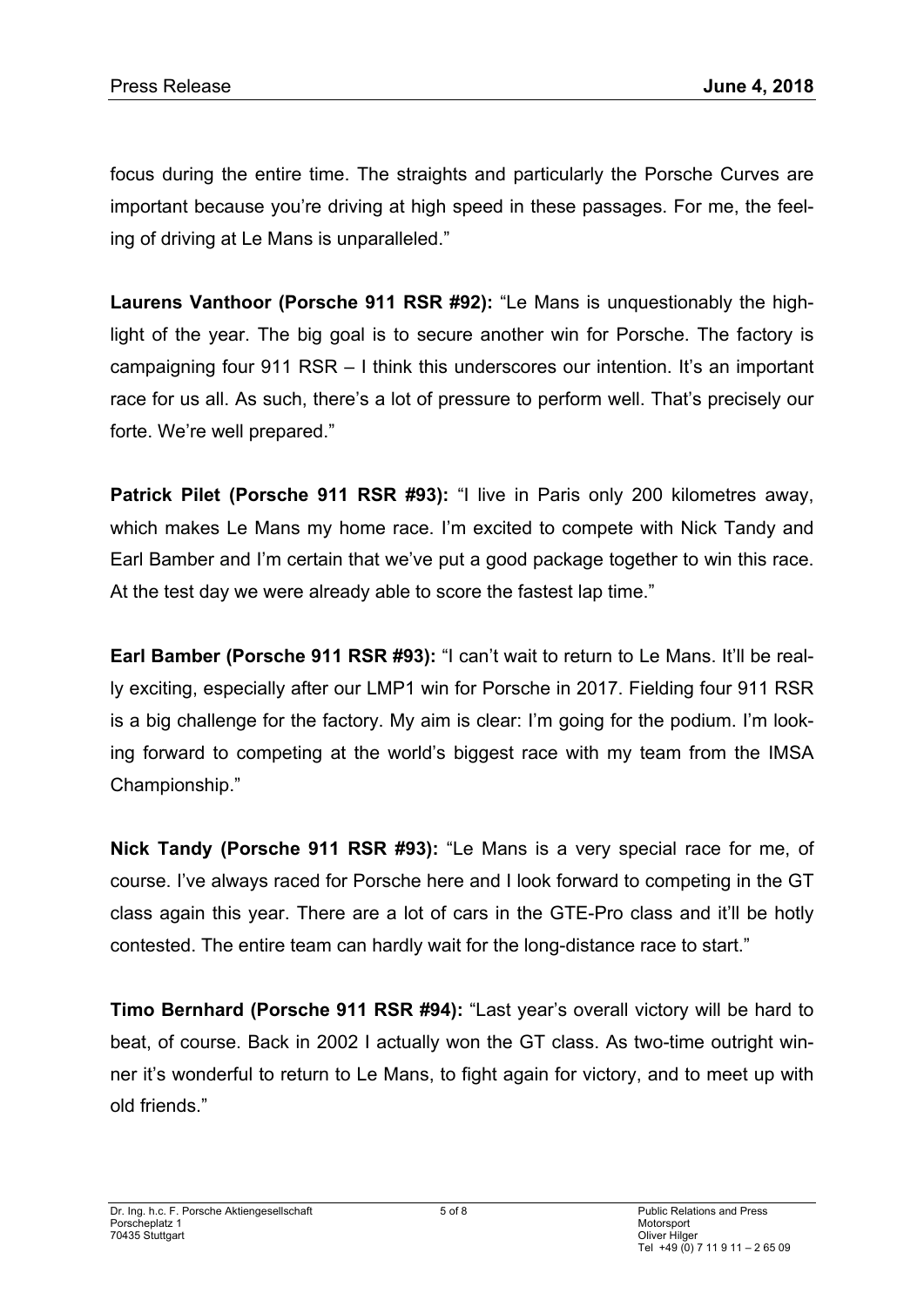focus during the entire time. The straights and particularly the Porsche Curves are important because you're driving at high speed in these passages. For me, the feeling of driving at Le Mans is unparalleled."

**Laurens Vanthoor (Porsche 911 RSR #92):** "Le Mans is unquestionably the highlight of the year. The big goal is to secure another win for Porsche. The factory is campaigning four 911 RSR – I think this underscores our intention. It's an important race for us all. As such, there's a lot of pressure to perform well. That's precisely our forte. We're well prepared."

**Patrick Pilet (Porsche 911 RSR #93):** "I live in Paris only 200 kilometres away, which makes Le Mans my home race. I'm excited to compete with Nick Tandy and Earl Bamber and I'm certain that we've put a good package together to win this race. At the test day we were already able to score the fastest lap time."

**Earl Bamber (Porsche 911 RSR #93):** "I can't wait to return to Le Mans. It'll be really exciting, especially after our LMP1 win for Porsche in 2017. Fielding four 911 RSR is a big challenge for the factory. My aim is clear: I'm going for the podium. I'm looking forward to competing at the world's biggest race with my team from the IMSA Championship."

**Nick Tandy (Porsche 911 RSR #93):** "Le Mans is a very special race for me, of course. I've always raced for Porsche here and I look forward to competing in the GT class again this year. There are a lot of cars in the GTE-Pro class and it'll be hotly contested. The entire team can hardly wait for the long-distance race to start."

**Timo Bernhard (Porsche 911 RSR #94):** "Last year's overall victory will be hard to beat, of course. Back in 2002 I actually won the GT class. As two-time outright winner it's wonderful to return to Le Mans, to fight again for victory, and to meet up with old friends."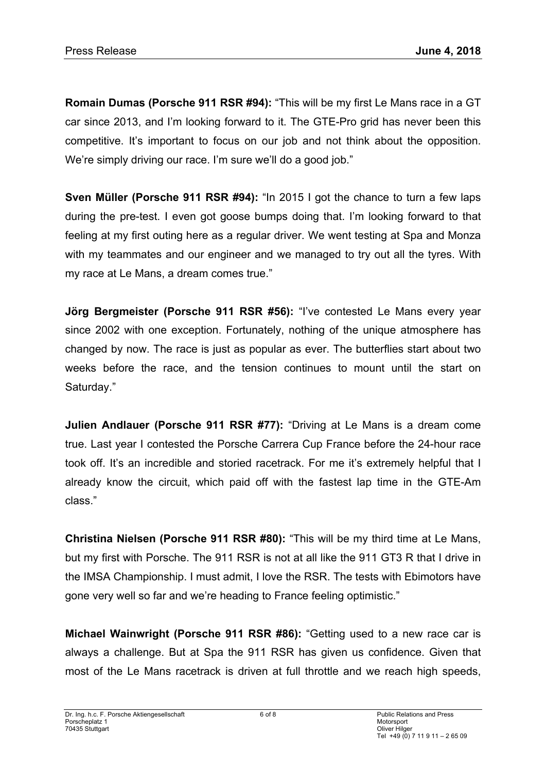**Romain Dumas (Porsche 911 RSR #94):** "This will be my first Le Mans race in a GT car since 2013, and I'm looking forward to it. The GTE-Pro grid has never been this competitive. It's important to focus on our job and not think about the opposition. We're simply driving our race. I'm sure we'll do a good job."

**Sven Müller (Porsche 911 RSR #94):** "In 2015 I got the chance to turn a few laps during the pre-test. I even got goose bumps doing that. I'm looking forward to that feeling at my first outing here as a regular driver. We went testing at Spa and Monza with my teammates and our engineer and we managed to try out all the tyres. With my race at Le Mans, a dream comes true."

**Jörg Bergmeister (Porsche 911 RSR #56):** "I've contested Le Mans every year since 2002 with one exception. Fortunately, nothing of the unique atmosphere has changed by now. The race is just as popular as ever. The butterflies start about two weeks before the race, and the tension continues to mount until the start on Saturday."

**Julien Andlauer (Porsche 911 RSR #77):** "Driving at Le Mans is a dream come true. Last year I contested the Porsche Carrera Cup France before the 24-hour race took off. It's an incredible and storied racetrack. For me it's extremely helpful that I already know the circuit, which paid off with the fastest lap time in the GTE-Am class."

**Christina Nielsen (Porsche 911 RSR #80):** "This will be my third time at Le Mans, but my first with Porsche. The 911 RSR is not at all like the 911 GT3 R that I drive in the IMSA Championship. I must admit, I love the RSR. The tests with Ebimotors have gone very well so far and we're heading to France feeling optimistic."

**Michael Wainwright (Porsche 911 RSR #86):** "Getting used to a new race car is always a challenge. But at Spa the 911 RSR has given us confidence. Given that most of the Le Mans racetrack is driven at full throttle and we reach high speeds,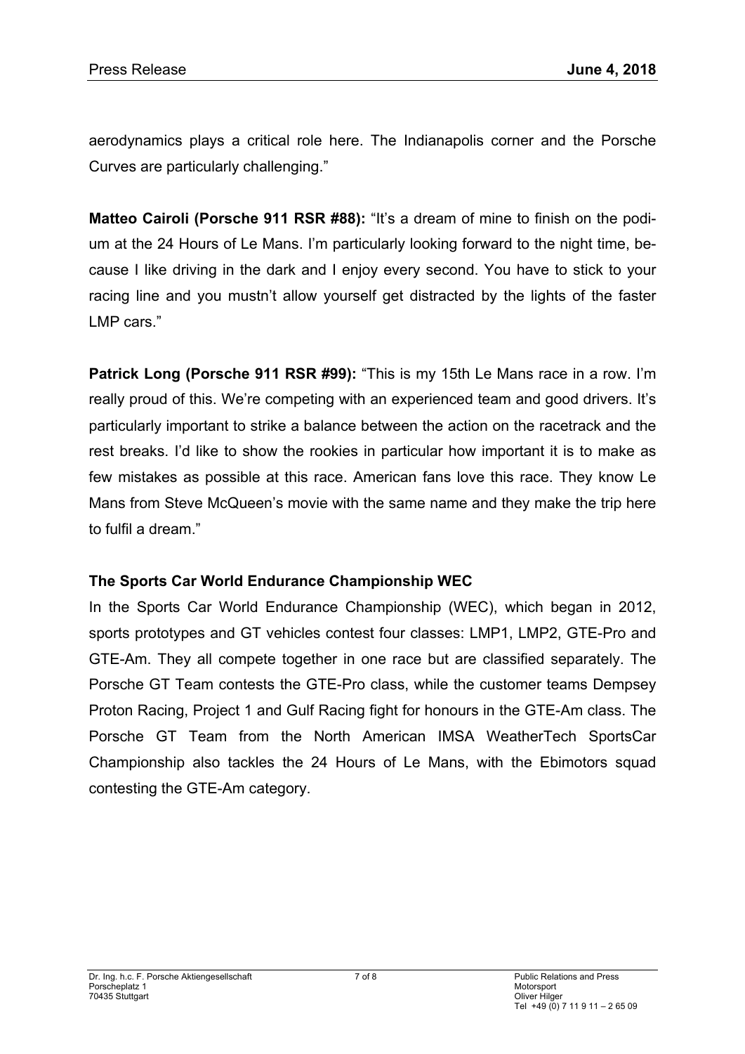aerodynamics plays a critical role here. The Indianapolis corner and the Porsche Curves are particularly challenging."

**Matteo Cairoli (Porsche 911 RSR #88):** "It's a dream of mine to finish on the podium at the 24 Hours of Le Mans. I'm particularly looking forward to the night time, because I like driving in the dark and I enjoy every second. You have to stick to your racing line and you mustn't allow yourself get distracted by the lights of the faster LMP cars."

**Patrick Long (Porsche 911 RSR #99):** "This is my 15th Le Mans race in a row. I'm really proud of this. We're competing with an experienced team and good drivers. It's particularly important to strike a balance between the action on the racetrack and the rest breaks. I'd like to show the rookies in particular how important it is to make as few mistakes as possible at this race. American fans love this race. They know Le Mans from Steve McQueen's movie with the same name and they make the trip here to fulfil a dream."

## The Sports Car World Endurance Championship WEC

In the Sports Car World Endurance Championship (WEC), which began in 2012, sports prototypes and GT vehicles contest four classes: LMP1, LMP2, GTE-Pro and GTE-Am. They all compete together in one race but are classified separately. The Porsche GT Team contests the GTE-Pro class, while the customer teams Dempsey Proton Racing, Project 1 and Gulf Racing fight for honours in the GTE-Am class. The Porsche GT Team from the North American IMSA WeatherTech SportsCar Championship also tackles the 24 Hours of Le Mans, with the Ebimotors squad contesting the GTE-Am category.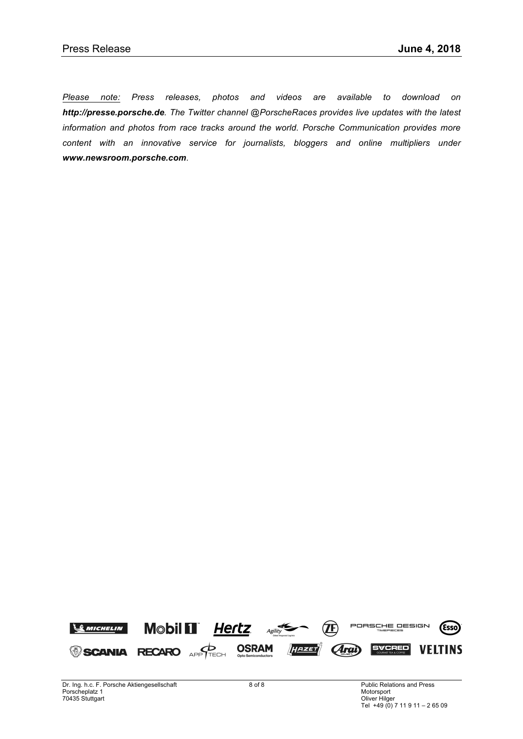*<u>Please note:</u> Press releases, photos and videos are available to download on **http://presse.porsche.de**. The Twitter channel @PorscheRaces provides live updates with the latest information and photos from race tracks around the world. Porsche Communication provides more content with an innovative service for journalists, bloggers and online multipliers under **www.newsroom.porsche.com**.*

Dr. Ing. h.c. F. Porsche Aktiengesellschaft
Porscheplatz 1
70435 Stuttgart

Public Relations and Press
Motorsport
Oliver Hilger
Tel +49 (0) 7 11 9 11 – 2 65 09